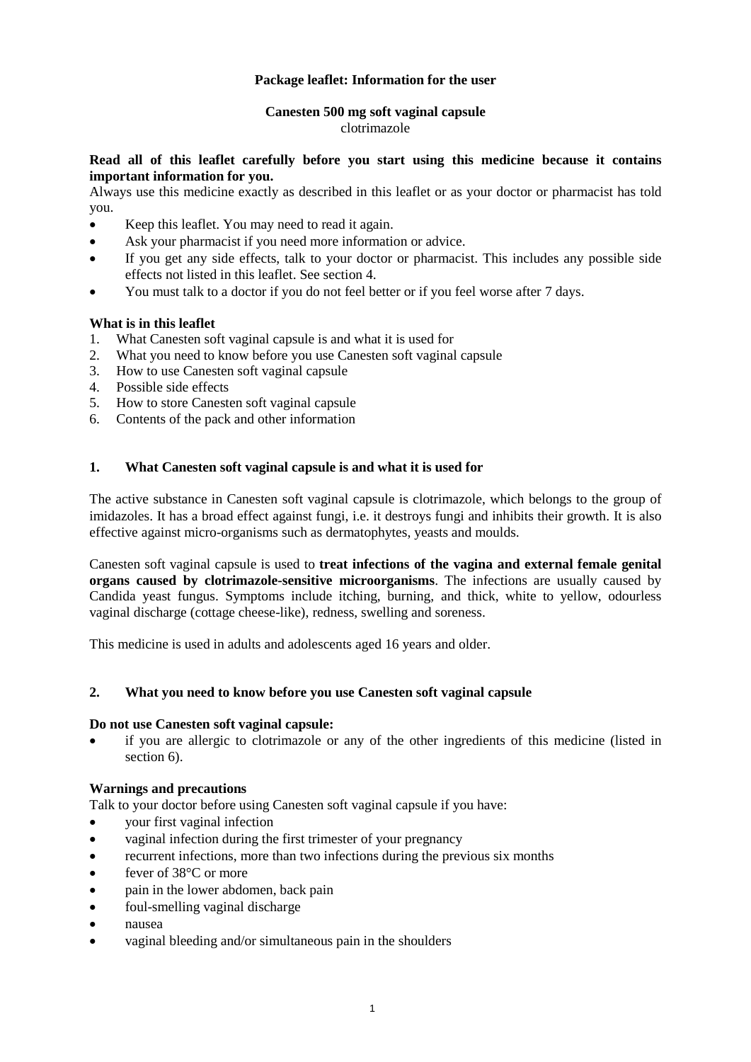**Package leaflet: Information for the user**

**Canesten 500 mg soft vaginal capsule**
clotrimazole

**Read all of this leaflet carefully before you start using this medicine because it contains important information for you.**

Always use this medicine exactly as described in this leaflet or as your doctor or pharmacist has told you.

- Keep this leaflet. You may need to read it again.
- Ask your pharmacist if you need more information or advice.
- If you get any side effects, talk to your doctor or pharmacist. This includes any possible side effects not listed in this leaflet. See section 4.
- You must talk to a doctor if you do not feel better or if you feel worse after 7 days.

**What is in this leaflet**

1. What Canesten soft vaginal capsule is and what it is used for
2. What you need to know before you use Canesten soft vaginal capsule
3. How to use Canesten soft vaginal capsule
4. Possible side effects
5. How to store Canesten soft vaginal capsule
6. Contents of the pack and other information

## 1. What Canesten soft vaginal capsule is and what it is used for

The active substance in Canesten soft vaginal capsule is clotrimazole, which belongs to the group of imidazoles. It has a broad effect against fungi, i.e. it destroys fungi and inhibits their growth. It is also effective against micro-organisms such as dermatophytes, yeasts and moulds.

Canesten soft vaginal capsule is used to **treat infections of the vagina and external female genital organs caused by clotrimazole-sensitive microorganisms**. The infections are usually caused by Candida yeast fungus. Symptoms include itching, burning, and thick, white to yellow, odourless vaginal discharge (cottage cheese-like), redness, swelling and soreness.

This medicine is used in adults and adolescents aged 16 years and older.

## 2. What you need to know before you use Canesten soft vaginal capsule

**Do not use Canesten soft vaginal capsule:**

- if you are allergic to clotrimazole or any of the other ingredients of this medicine (listed in section 6).

**Warnings and precautions**

Talk to your doctor before using Canesten soft vaginal capsule if you have:

- your first vaginal infection
- vaginal infection during the first trimester of your pregnancy
- recurrent infections, more than two infections during the previous six months
- fever of 38°C or more
- pain in the lower abdomen, back pain
- foul-smelling vaginal discharge
- nausea
- vaginal bleeding and/or simultaneous pain in the shoulders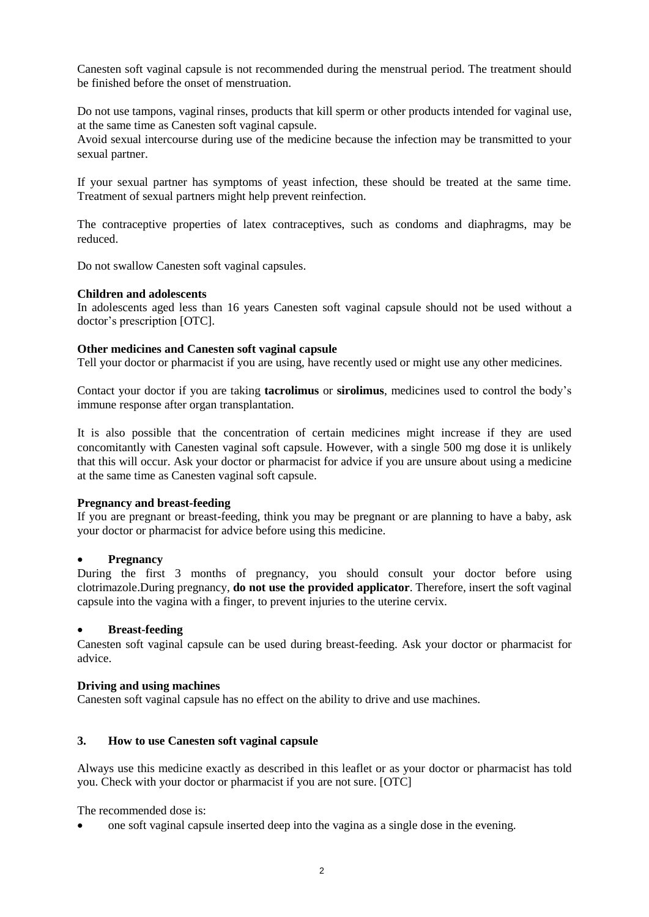Canesten soft vaginal capsule is not recommended during the menstrual period. The treatment should be finished before the onset of menstruation.

Do not use tampons, vaginal rinses, products that kill sperm or other products intended for vaginal use, at the same time as Canesten soft vaginal capsule.
Avoid sexual intercourse during use of the medicine because the infection may be transmitted to your sexual partner.

If your sexual partner has symptoms of yeast infection, these should be treated at the same time. Treatment of sexual partners might help prevent reinfection.

The contraceptive properties of latex contraceptives, such as condoms and diaphragms, may be reduced.

Do not swallow Canesten soft vaginal capsules.

**Children and adolescents**
In adolescents aged less than 16 years Canesten soft vaginal capsule should not be used without a doctor's prescription [OTC].

**Other medicines and Canesten soft vaginal capsule**
Tell your doctor or pharmacist if you are using, have recently used or might use any other medicines.

Contact your doctor if you are taking **tacrolimus** or **sirolimus**, medicines used to control the body's immune response after organ transplantation.

It is also possible that the concentration of certain medicines might increase if they are used concomitantly with Canesten vaginal soft capsule. However, with a single 500 mg dose it is unlikely that this will occur. Ask your doctor or pharmacist for advice if you are unsure about using a medicine at the same time as Canesten vaginal soft capsule.

**Pregnancy and breast-feeding**
If you are pregnant or breast-feeding, think you may be pregnant or are planning to have a baby, ask your doctor or pharmacist for advice before using this medicine.

- **Pregnancy**

During the first 3 months of pregnancy, you should consult your doctor before using clotrimazole.During pregnancy, **do not use the provided applicator**. Therefore, insert the soft vaginal capsule into the vagina with a finger, to prevent injuries to the uterine cervix.

- **Breast-feeding**

Canesten soft vaginal capsule can be used during breast-feeding. Ask your doctor or pharmacist for advice.

**Driving and using machines**
Canesten soft vaginal capsule has no effect on the ability to drive and use machines.

## 3. How to use Canesten soft vaginal capsule

Always use this medicine exactly as described in this leaflet or as your doctor or pharmacist has told you. Check with your doctor or pharmacist if you are not sure. [OTC]

The recommended dose is:

- one soft vaginal capsule inserted deep into the vagina as a single dose in the evening.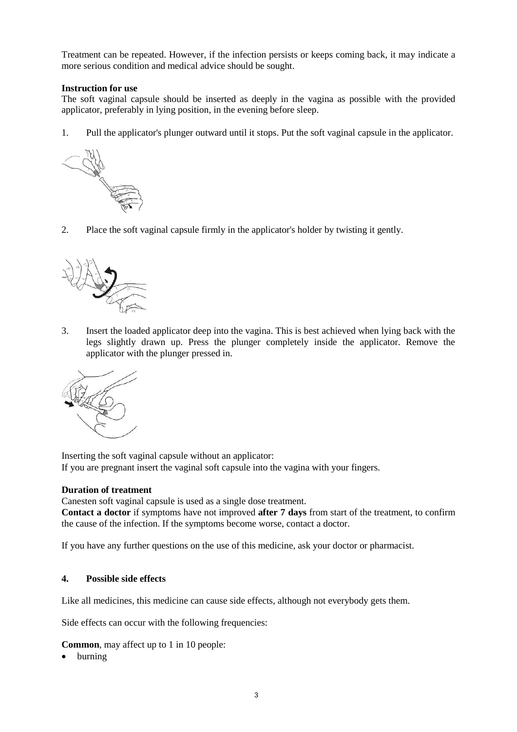Treatment can be repeated. However, if the infection persists or keeps coming back, it may indicate a more serious condition and medical advice should be sought.

**Instruction for use**

The soft vaginal capsule should be inserted as deeply in the vagina as possible with the provided applicator, preferably in lying position, in the evening before sleep.

1. Pull the applicator's plunger outward until it stops. Put the soft vaginal capsule in the applicator.

2. Place the soft vaginal capsule firmly in the applicator's holder by twisting it gently.

3. Insert the loaded applicator deep into the vagina. This is best achieved when lying back with the legs slightly drawn up. Press the plunger completely inside the applicator. Remove the applicator with the plunger pressed in.

Inserting the soft vaginal capsule without an applicator:
If you are pregnant insert the vaginal soft capsule into the vagina with your fingers.

**Duration of treatment**

Canesten soft vaginal capsule is used as a single dose treatment.
**Contact a doctor** if symptoms have not improved **after 7 days** from start of the treatment, to confirm the cause of the infection. If the symptoms become worse, contact a doctor.

If you have any further questions on the use of this medicine, ask your doctor or pharmacist.

## 4. Possible side effects

Like all medicines, this medicine can cause side effects, although not everybody gets them.

Side effects can occur with the following frequencies:

**Common**, may affect up to 1 in 10 people:

- burning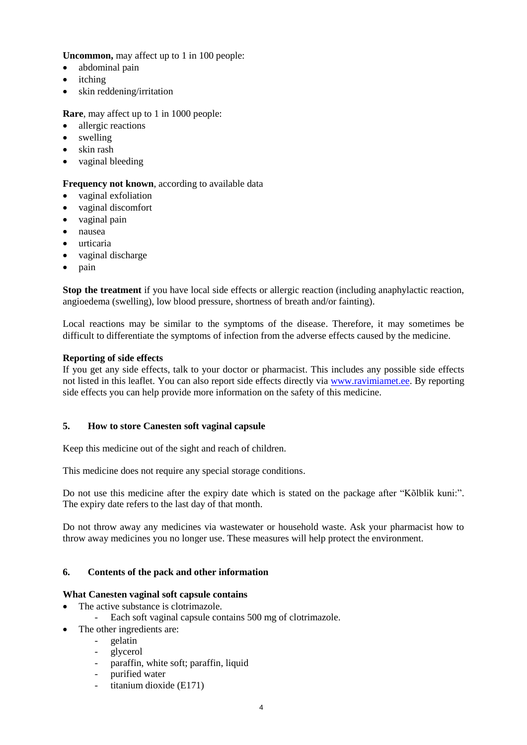**Uncommon,** may affect up to 1 in 100 people:

- abdominal pain
- itching
- skin reddening/irritation

**Rare**, may affect up to 1 in 1000 people:

- allergic reactions
- swelling
- skin rash
- vaginal bleeding

**Frequency not known**, according to available data

- vaginal exfoliation
- vaginal discomfort
- vaginal pain
- nausea
- urticaria
- vaginal discharge
- pain

**Stop the treatment** if you have local side effects or allergic reaction (including anaphylactic reaction, angioedema (swelling), low blood pressure, shortness of breath and/or fainting).

Local reactions may be similar to the symptoms of the disease. Therefore, it may sometimes be difficult to differentiate the symptoms of infection from the adverse effects caused by the medicine.

**Reporting of side effects**

If you get any side effects, talk to your doctor or pharmacist. This includes any possible side effects not listed in this leaflet. You can also report side effects directly via www.ravimiamet.ee. By reporting side effects you can help provide more information on the safety of this medicine.

## 5. How to store Canesten soft vaginal capsule

Keep this medicine out of the sight and reach of children.

This medicine does not require any special storage conditions.

Do not use this medicine after the expiry date which is stated on the package after "Kõlblik kuni:". The expiry date refers to the last day of that month.

Do not throw away any medicines via wastewater or household waste. Ask your pharmacist how to throw away medicines you no longer use. These measures will help protect the environment.

## 6. Contents of the pack and other information

**What Canesten vaginal soft capsule contains**

- The active substance is clotrimazole.
  - Each soft vaginal capsule contains 500 mg of clotrimazole.
- The other ingredients are:
  - gelatin
  - glycerol
  - paraffin, white soft; paraffin, liquid
  - purified water
  - titanium dioxide (E171)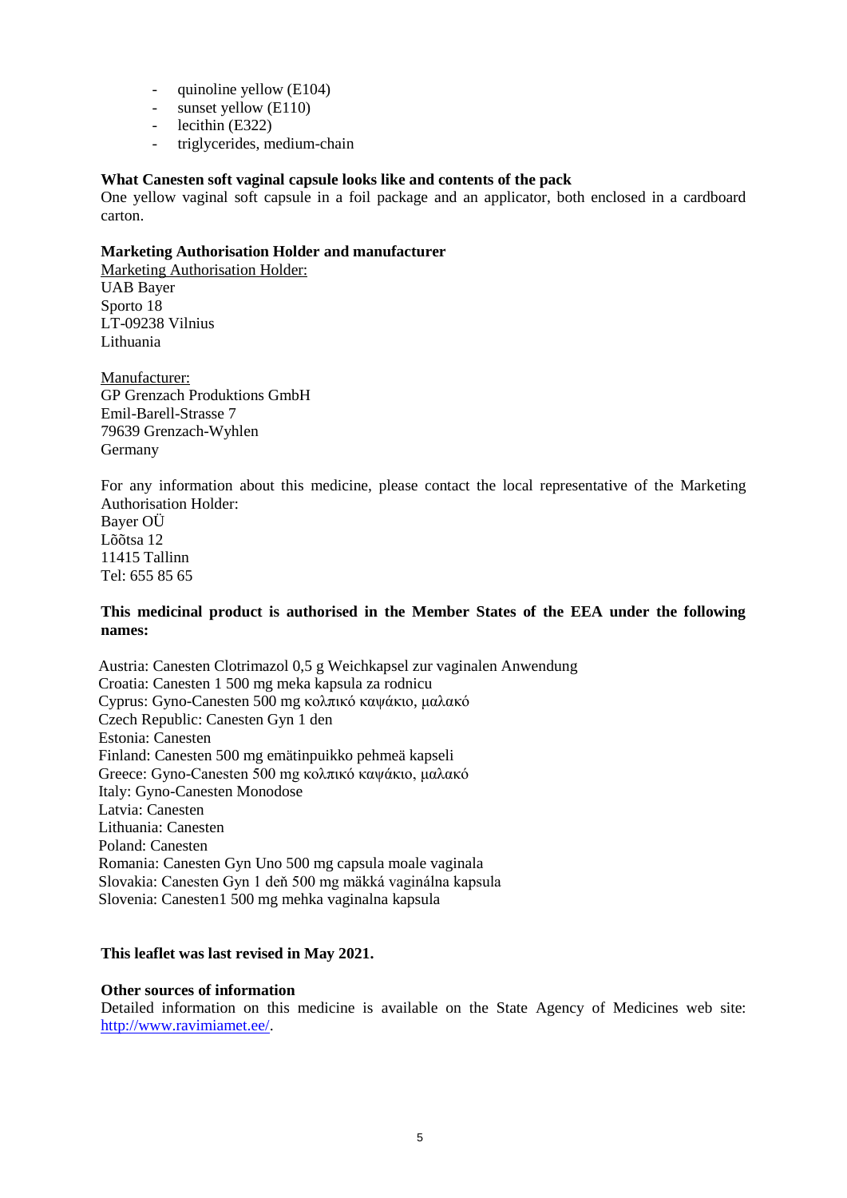- quinoline yellow (E104)
- sunset yellow (E110)
- lecithin (E322)
- triglycerides, medium-chain

**What Canesten soft vaginal capsule looks like and contents of the pack**

One yellow vaginal soft capsule in a foil package and an applicator, both enclosed in a cardboard carton.

**Marketing Authorisation Holder and manufacturer**

Marketing Authorisation Holder:
UAB Bayer
Sporto 18
LT-09238 Vilnius
Lithuania

Manufacturer:
GP Grenzach Produktions GmbH
Emil-Barell-Strasse 7
79639 Grenzach-Wyhlen
Germany

For any information about this medicine, please contact the local representative of the Marketing Authorisation Holder:
Bayer OÜ
Lõõtsa 12
11415 Tallinn
Tel: 655 85 65

**This medicinal product is authorised in the Member States of the EEA under the following names:**

Austria: Canesten Clotrimazol 0,5 g Weichkapsel zur vaginalen Anwendung
Croatia: Canesten 1 500 mg meka kapsula za rodnicu
Cyprus: Gyno-Canesten 500 mg κολπικό καψάκιο, μαλακό
Czech Republic: Canesten Gyn 1 den
Estonia: Canesten
Finland: Canesten 500 mg emätinpuikko pehmeä kapseli
Greece: Gyno-Canesten 500 mg κολπικό καψάκιο, μαλακό
Italy: Gyno-Canesten Monodose
Latvia: Canesten
Lithuania: Canesten
Poland: Canesten
Romania: Canesten Gyn Uno 500 mg capsula moale vaginala
Slovakia: Canesten Gyn 1 deň 500 mg mäkká vaginálna kapsula
Slovenia: Canesten1 500 mg mehka vaginalna kapsula

**This leaflet was last revised in May 2021.**

**Other sources of information**

Detailed information on this medicine is available on the State Agency of Medicines web site: http://www.ravimiamet.ee/.